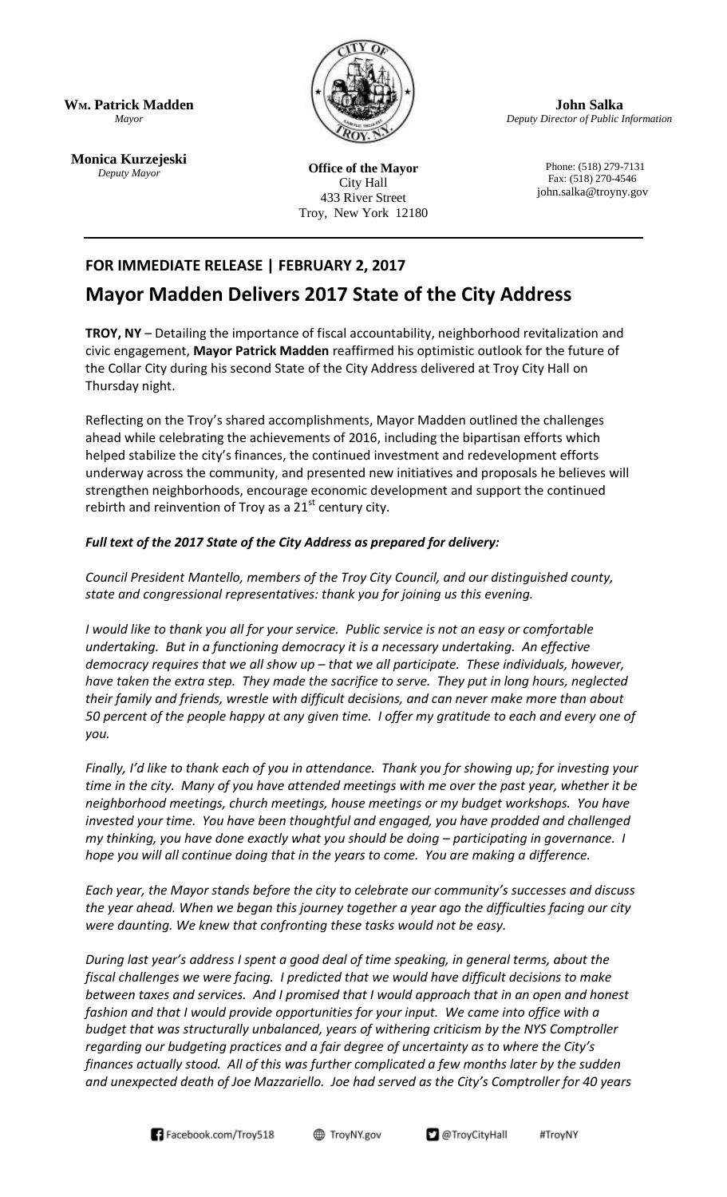**Wm. Patrick Madden**
*Mayor*

**Monica Kurzejeski**
*Deputy Mayor*

**Office of the Mayor**
City Hall
433 River Street
Troy, New York 12180

**John Salka**
*Deputy Director of Public Information*

Phone: (518) 279-7131
Fax: (518) 270-4546
john.salka@troyny.gov

---

**FOR IMMEDIATE RELEASE | FEBRUARY 2, 2017**

# Mayor Madden Delivers 2017 State of the City Address

**TROY, NY** – Detailing the importance of fiscal accountability, neighborhood revitalization and civic engagement, **Mayor Patrick Madden** reaffirmed his optimistic outlook for the future of the Collar City during his second State of the City Address delivered at Troy City Hall on Thursday night.

Reflecting on the Troy's shared accomplishments, Mayor Madden outlined the challenges ahead while celebrating the achievements of 2016, including the bipartisan efforts which helped stabilize the city's finances, the continued investment and redevelopment efforts underway across the community, and presented new initiatives and proposals he believes will strengthen neighborhoods, encourage economic development and support the continued rebirth and reinvention of Troy as a 21st century city.

***Full text of the 2017 State of the City Address as prepared for delivery:***

*Council President Mantello, members of the Troy City Council, and our distinguished county, state and congressional representatives: thank you for joining us this evening.*

*I would like to thank you all for your service. Public service is not an easy or comfortable undertaking. But in a functioning democracy it is a necessary undertaking. An effective democracy requires that we all show up – that we all participate. These individuals, however, have taken the extra step. They made the sacrifice to serve. They put in long hours, neglected their family and friends, wrestle with difficult decisions, and can never make more than about 50 percent of the people happy at any given time. I offer my gratitude to each and every one of you.*

*Finally, I'd like to thank each of you in attendance. Thank you for showing up; for investing your time in the city. Many of you have attended meetings with me over the past year, whether it be neighborhood meetings, church meetings, house meetings or my budget workshops. You have invested your time. You have been thoughtful and engaged, you have prodded and challenged my thinking, you have done exactly what you should be doing – participating in governance. I hope you will all continue doing that in the years to come. You are making a difference.*

*Each year, the Mayor stands before the city to celebrate our community's successes and discuss the year ahead. When we began this journey together a year ago the difficulties facing our city were daunting. We knew that confronting these tasks would not be easy.*

*During last year's address I spent a good deal of time speaking, in general terms, about the fiscal challenges we were facing. I predicted that we would have difficult decisions to make between taxes and services. And I promised that I would approach that in an open and honest fashion and that I would provide opportunities for your input. We came into office with a budget that was structurally unbalanced, years of withering criticism by the NYS Comptroller regarding our budgeting practices and a fair degree of uncertainty as to where the City's finances actually stood. All of this was further complicated a few months later by the sudden and unexpected death of Joe Mazzariello. Joe had served as the City's Comptroller for 40 years*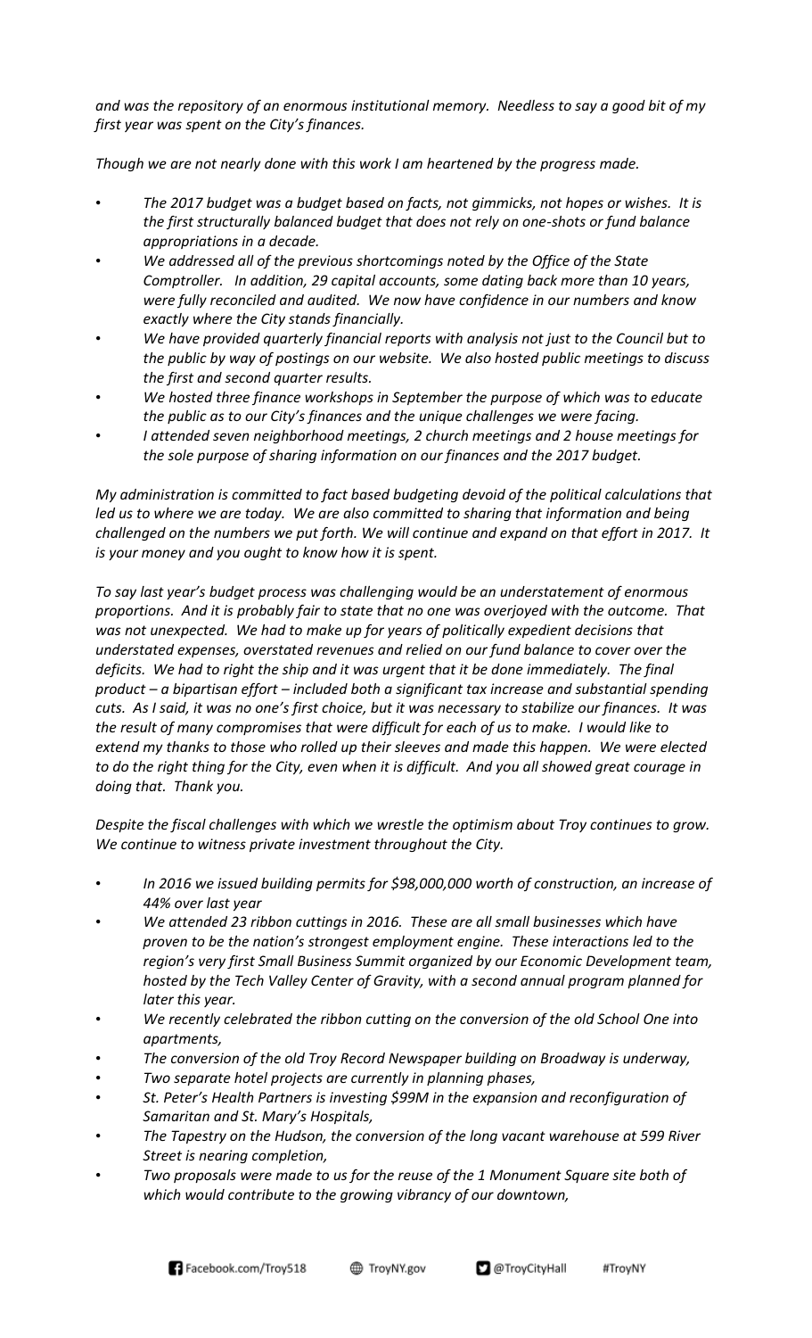*and was the repository of an enormous institutional memory. Needless to say a good bit of my first year was spent on the City's finances.*

*Though we are not nearly done with this work I am heartened by the progress made.*

- *The 2017 budget was a budget based on facts, not gimmicks, not hopes or wishes. It is the first structurally balanced budget that does not rely on one-shots or fund balance appropriations in a decade.*
- *We addressed all of the previous shortcomings noted by the Office of the State Comptroller. In addition, 29 capital accounts, some dating back more than 10 years, were fully reconciled and audited. We now have confidence in our numbers and know exactly where the City stands financially.*
- *We have provided quarterly financial reports with analysis not just to the Council but to the public by way of postings on our website. We also hosted public meetings to discuss the first and second quarter results.*
- *We hosted three finance workshops in September the purpose of which was to educate the public as to our City's finances and the unique challenges we were facing.*
- *I attended seven neighborhood meetings, 2 church meetings and 2 house meetings for the sole purpose of sharing information on our finances and the 2017 budget.*

*My administration is committed to fact based budgeting devoid of the political calculations that led us to where we are today. We are also committed to sharing that information and being challenged on the numbers we put forth. We will continue and expand on that effort in 2017. It is your money and you ought to know how it is spent.*

*To say last year's budget process was challenging would be an understatement of enormous proportions. And it is probably fair to state that no one was overjoyed with the outcome. That was not unexpected. We had to make up for years of politically expedient decisions that understated expenses, overstated revenues and relied on our fund balance to cover over the deficits. We had to right the ship and it was urgent that it be done immediately. The final product – a bipartisan effort – included both a significant tax increase and substantial spending cuts. As I said, it was no one's first choice, but it was necessary to stabilize our finances. It was the result of many compromises that were difficult for each of us to make. I would like to extend my thanks to those who rolled up their sleeves and made this happen. We were elected to do the right thing for the City, even when it is difficult. And you all showed great courage in doing that. Thank you.*

*Despite the fiscal challenges with which we wrestle the optimism about Troy continues to grow. We continue to witness private investment throughout the City.*

- *In 2016 we issued building permits for $98,000,000 worth of construction, an increase of 44% over last year*
- *We attended 23 ribbon cuttings in 2016. These are all small businesses which have proven to be the nation's strongest employment engine. These interactions led to the region's very first Small Business Summit organized by our Economic Development team, hosted by the Tech Valley Center of Gravity, with a second annual program planned for later this year.*
- *We recently celebrated the ribbon cutting on the conversion of the old School One into apartments,*
- *The conversion of the old Troy Record Newspaper building on Broadway is underway,*
- *Two separate hotel projects are currently in planning phases,*
- *St. Peter's Health Partners is investing $99M in the expansion and reconfiguration of Samaritan and St. Mary's Hospitals,*
- *The Tapestry on the Hudson, the conversion of the long vacant warehouse at 599 River Street is nearing completion,*
- *Two proposals were made to us for the reuse of the 1 Monument Square site both of which would contribute to the growing vibrancy of our downtown,*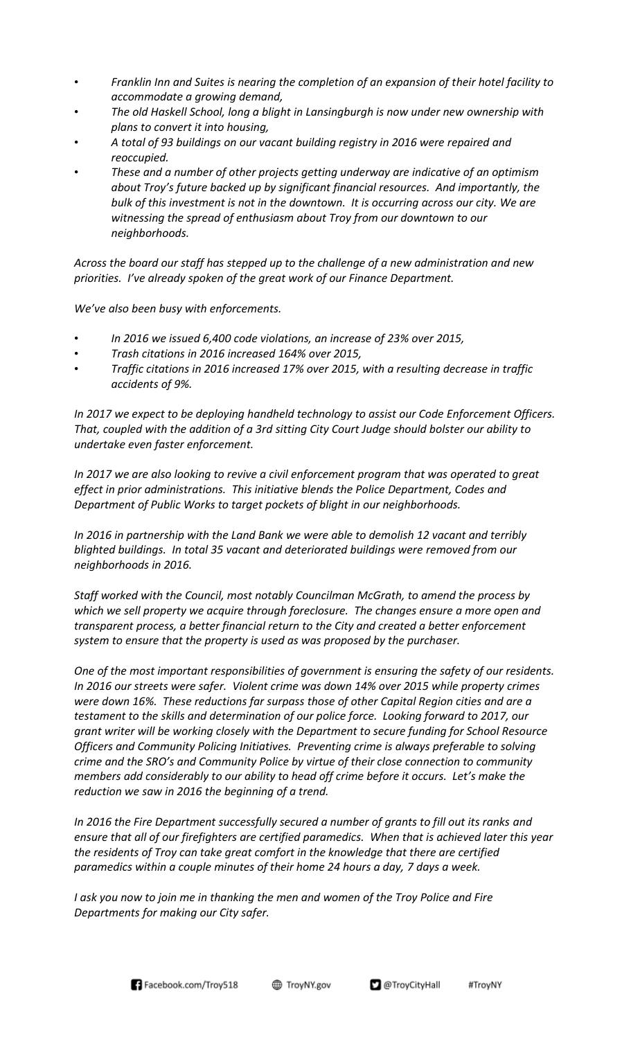- *Franklin Inn and Suites is nearing the completion of an expansion of their hotel facility to accommodate a growing demand,*
- *The old Haskell School, long a blight in Lansingburgh is now under new ownership with plans to convert it into housing,*
- *A total of 93 buildings on our vacant building registry in 2016 were repaired and reoccupied.*
- *These and a number of other projects getting underway are indicative of an optimism about Troy's future backed up by significant financial resources. And importantly, the bulk of this investment is not in the downtown. It is occurring across our city. We are witnessing the spread of enthusiasm about Troy from our downtown to our neighborhoods.*

*Across the board our staff has stepped up to the challenge of a new administration and new priorities. I've already spoken of the great work of our Finance Department.*

*We've also been busy with enforcements.*

- *In 2016 we issued 6,400 code violations, an increase of 23% over 2015,*
- *Trash citations in 2016 increased 164% over 2015,*
- *Traffic citations in 2016 increased 17% over 2015, with a resulting decrease in traffic accidents of 9%.*

*In 2017 we expect to be deploying handheld technology to assist our Code Enforcement Officers. That, coupled with the addition of a 3rd sitting City Court Judge should bolster our ability to undertake even faster enforcement.*

*In 2017 we are also looking to revive a civil enforcement program that was operated to great effect in prior administrations. This initiative blends the Police Department, Codes and Department of Public Works to target pockets of blight in our neighborhoods.*

*In 2016 in partnership with the Land Bank we were able to demolish 12 vacant and terribly blighted buildings. In total 35 vacant and deteriorated buildings were removed from our neighborhoods in 2016.*

*Staff worked with the Council, most notably Councilman McGrath, to amend the process by which we sell property we acquire through foreclosure. The changes ensure a more open and transparent process, a better financial return to the City and created a better enforcement system to ensure that the property is used as was proposed by the purchaser.*

*One of the most important responsibilities of government is ensuring the safety of our residents. In 2016 our streets were safer. Violent crime was down 14% over 2015 while property crimes were down 16%. These reductions far surpass those of other Capital Region cities and are a testament to the skills and determination of our police force. Looking forward to 2017, our grant writer will be working closely with the Department to secure funding for School Resource Officers and Community Policing Initiatives. Preventing crime is always preferable to solving crime and the SRO's and Community Police by virtue of their close connection to community members add considerably to our ability to head off crime before it occurs. Let's make the reduction we saw in 2016 the beginning of a trend.*

*In 2016 the Fire Department successfully secured a number of grants to fill out its ranks and ensure that all of our firefighters are certified paramedics. When that is achieved later this year the residents of Troy can take great comfort in the knowledge that there are certified paramedics within a couple minutes of their home 24 hours a day, 7 days a week.*

*I ask you now to join me in thanking the men and women of the Troy Police and Fire Departments for making our City safer.*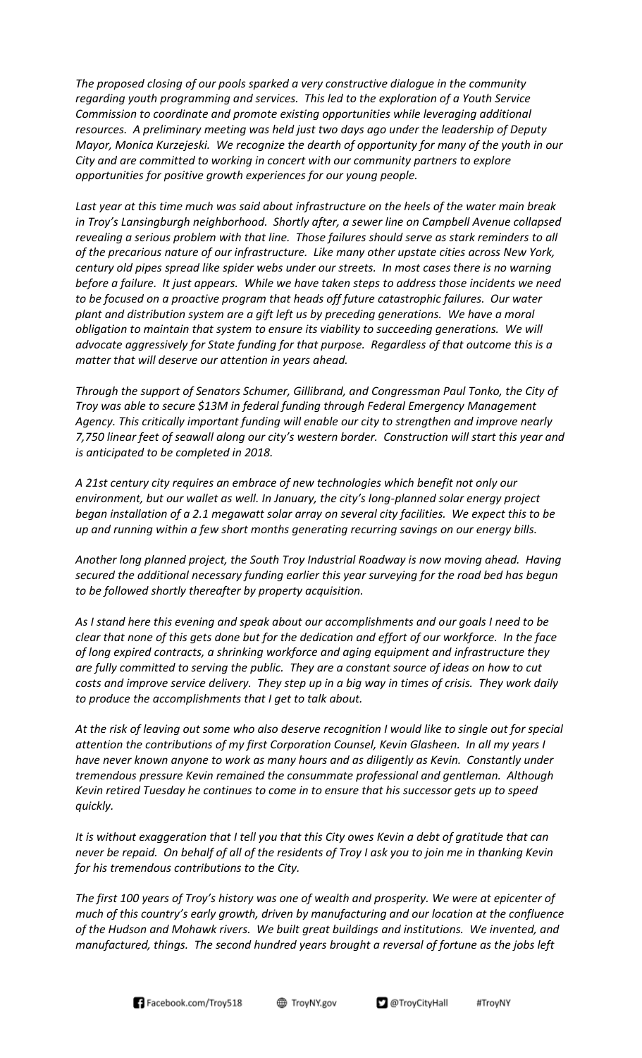*The proposed closing of our pools sparked a very constructive dialogue in the community regarding youth programming and services. This led to the exploration of a Youth Service Commission to coordinate and promote existing opportunities while leveraging additional resources. A preliminary meeting was held just two days ago under the leadership of Deputy Mayor, Monica Kurzejeski. We recognize the dearth of opportunity for many of the youth in our City and are committed to working in concert with our community partners to explore opportunities for positive growth experiences for our young people.*

*Last year at this time much was said about infrastructure on the heels of the water main break in Troy's Lansingburgh neighborhood. Shortly after, a sewer line on Campbell Avenue collapsed revealing a serious problem with that line. Those failures should serve as stark reminders to all of the precarious nature of our infrastructure. Like many other upstate cities across New York, century old pipes spread like spider webs under our streets. In most cases there is no warning before a failure. It just appears. While we have taken steps to address those incidents we need to be focused on a proactive program that heads off future catastrophic failures. Our water plant and distribution system are a gift left us by preceding generations. We have a moral obligation to maintain that system to ensure its viability to succeeding generations. We will advocate aggressively for State funding for that purpose. Regardless of that outcome this is a matter that will deserve our attention in years ahead.*

*Through the support of Senators Schumer, Gillibrand, and Congressman Paul Tonko, the City of Troy was able to secure $13M in federal funding through Federal Emergency Management Agency. This critically important funding will enable our city to strengthen and improve nearly 7,750 linear feet of seawall along our city's western border. Construction will start this year and is anticipated to be completed in 2018.*

*A 21st century city requires an embrace of new technologies which benefit not only our environment, but our wallet as well. In January, the city's long-planned solar energy project began installation of a 2.1 megawatt solar array on several city facilities. We expect this to be up and running within a few short months generating recurring savings on our energy bills.*

*Another long planned project, the South Troy Industrial Roadway is now moving ahead. Having secured the additional necessary funding earlier this year surveying for the road bed has begun to be followed shortly thereafter by property acquisition.*

*As I stand here this evening and speak about our accomplishments and our goals I need to be clear that none of this gets done but for the dedication and effort of our workforce. In the face of long expired contracts, a shrinking workforce and aging equipment and infrastructure they are fully committed to serving the public. They are a constant source of ideas on how to cut costs and improve service delivery. They step up in a big way in times of crisis. They work daily to produce the accomplishments that I get to talk about.*

*At the risk of leaving out some who also deserve recognition I would like to single out for special attention the contributions of my first Corporation Counsel, Kevin Glasheen. In all my years I have never known anyone to work as many hours and as diligently as Kevin. Constantly under tremendous pressure Kevin remained the consummate professional and gentleman. Although Kevin retired Tuesday he continues to come in to ensure that his successor gets up to speed quickly.*

*It is without exaggeration that I tell you that this City owes Kevin a debt of gratitude that can never be repaid. On behalf of all of the residents of Troy I ask you to join me in thanking Kevin for his tremendous contributions to the City.*

*The first 100 years of Troy's history was one of wealth and prosperity. We were at epicenter of much of this country's early growth, driven by manufacturing and our location at the confluence of the Hudson and Mohawk rivers. We built great buildings and institutions. We invented, and manufactured, things. The second hundred years brought a reversal of fortune as the jobs left*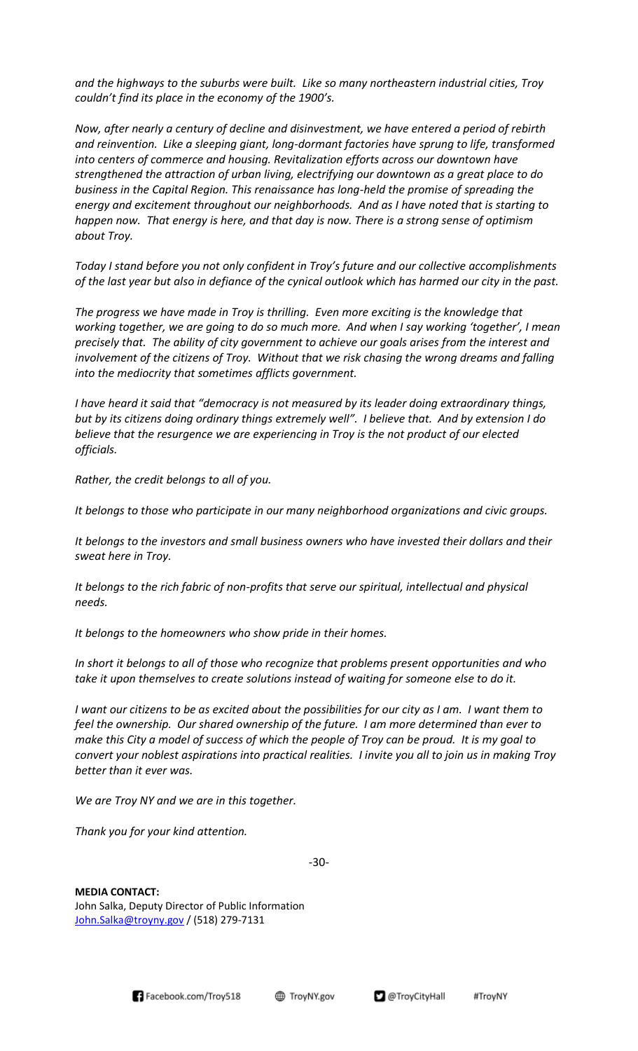*and the highways to the suburbs were built. Like so many northeastern industrial cities, Troy couldn't find its place in the economy of the 1900's.*

*Now, after nearly a century of decline and disinvestment, we have entered a period of rebirth and reinvention. Like a sleeping giant, long-dormant factories have sprung to life, transformed into centers of commerce and housing. Revitalization efforts across our downtown have strengthened the attraction of urban living, electrifying our downtown as a great place to do business in the Capital Region. This renaissance has long-held the promise of spreading the energy and excitement throughout our neighborhoods. And as I have noted that is starting to happen now. That energy is here, and that day is now. There is a strong sense of optimism about Troy.*

*Today I stand before you not only confident in Troy's future and our collective accomplishments of the last year but also in defiance of the cynical outlook which has harmed our city in the past.*

*The progress we have made in Troy is thrilling. Even more exciting is the knowledge that working together, we are going to do so much more. And when I say working 'together', I mean precisely that. The ability of city government to achieve our goals arises from the interest and involvement of the citizens of Troy. Without that we risk chasing the wrong dreams and falling into the mediocrity that sometimes afflicts government.*

*I have heard it said that "democracy is not measured by its leader doing extraordinary things, but by its citizens doing ordinary things extremely well". I believe that. And by extension I do believe that the resurgence we are experiencing in Troy is the not product of our elected officials.*

*Rather, the credit belongs to all of you.*

*It belongs to those who participate in our many neighborhood organizations and civic groups.*

*It belongs to the investors and small business owners who have invested their dollars and their sweat here in Troy.*

*It belongs to the rich fabric of non-profits that serve our spiritual, intellectual and physical needs.*

*It belongs to the homeowners who show pride in their homes.*

*In short it belongs to all of those who recognize that problems present opportunities and who take it upon themselves to create solutions instead of waiting for someone else to do it.*

*I want our citizens to be as excited about the possibilities for our city as I am. I want them to feel the ownership. Our shared ownership of the future. I am more determined than ever to make this City a model of success of which the people of Troy can be proud. It is my goal to convert your noblest aspirations into practical realities. I invite you all to join us in making Troy better than it ever was.*

*We are Troy NY and we are in this together.*

*Thank you for your kind attention.*

-30-

**MEDIA CONTACT:**
John Salka, Deputy Director of Public Information
John.Salka@troyny.gov / (518) 279-7131

Facebook.com/Troy518 TroyNY.gov @TroyCityHall #TroyNY